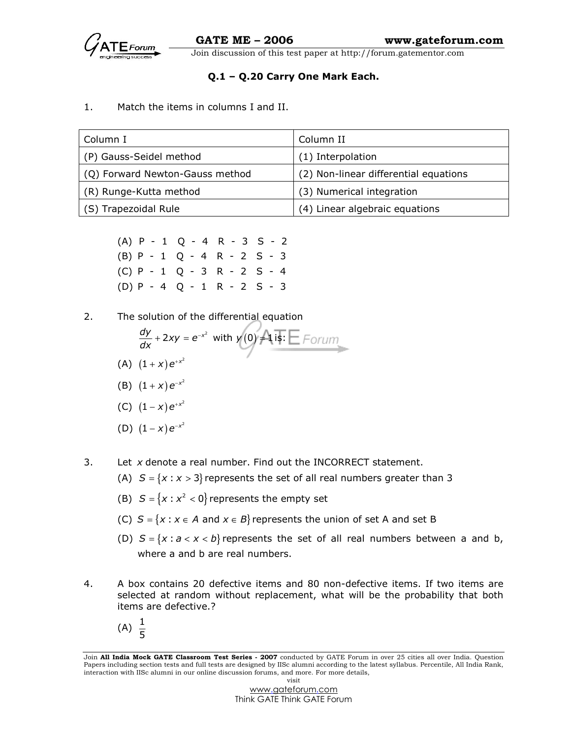**Q.1 – Q.20 Carry One Mark Each.**

1. Match the items in columns I and II.

| Column I | Column II |
|---|---|
| (P) Gauss-Seidel method | (1) Interpolation |
| (Q) Forward Newton-Gauss method | (2) Non-linear differential equations |
| (R) Runge-Kutta method | (3) Numerical integration |
| (S) Trapezoidal Rule | (4) Linear algebraic equations |

(A) P - 1 Q - 4 R - 3 S - 2
(B) P - 1 Q - 4 R - 2 S - 3
(C) P - 1 Q - 3 R - 2 S - 4
(D) P - 4 Q - 1 R - 2 S - 3

2. The solution of the differential equation

$$\frac{dy}{dx} + 2xy = e^{-x^2} \text{ with } y(0) = 1 \text{ is:}$$

(A) $(1+x)e^{+x^2}$

(B) $(1+x)e^{-x^2}$

(C) $(1-x)e^{+x^2}$

(D) $(1-x)e^{-x^2}$

3. Let $x$ denote a real number. Find out the INCORRECT statement.

(A) $S = \{x : x > 3\}$ represents the set of all real numbers greater than 3

(B) $S = \{x : x^2 < 0\}$ represents the empty set

(C) $S = \{x : x \in A \text{ and } x \in B\}$ represents the union of set A and set B

(D) $S = \{x : a < x < b\}$ represents the set of all real numbers between a and b, where a and b are real numbers.

4. A box contains 20 defective items and 80 non-defective items. If two items are selected at random without replacement, what will be the probability that both items are defective.?

(A) $\frac{1}{5}$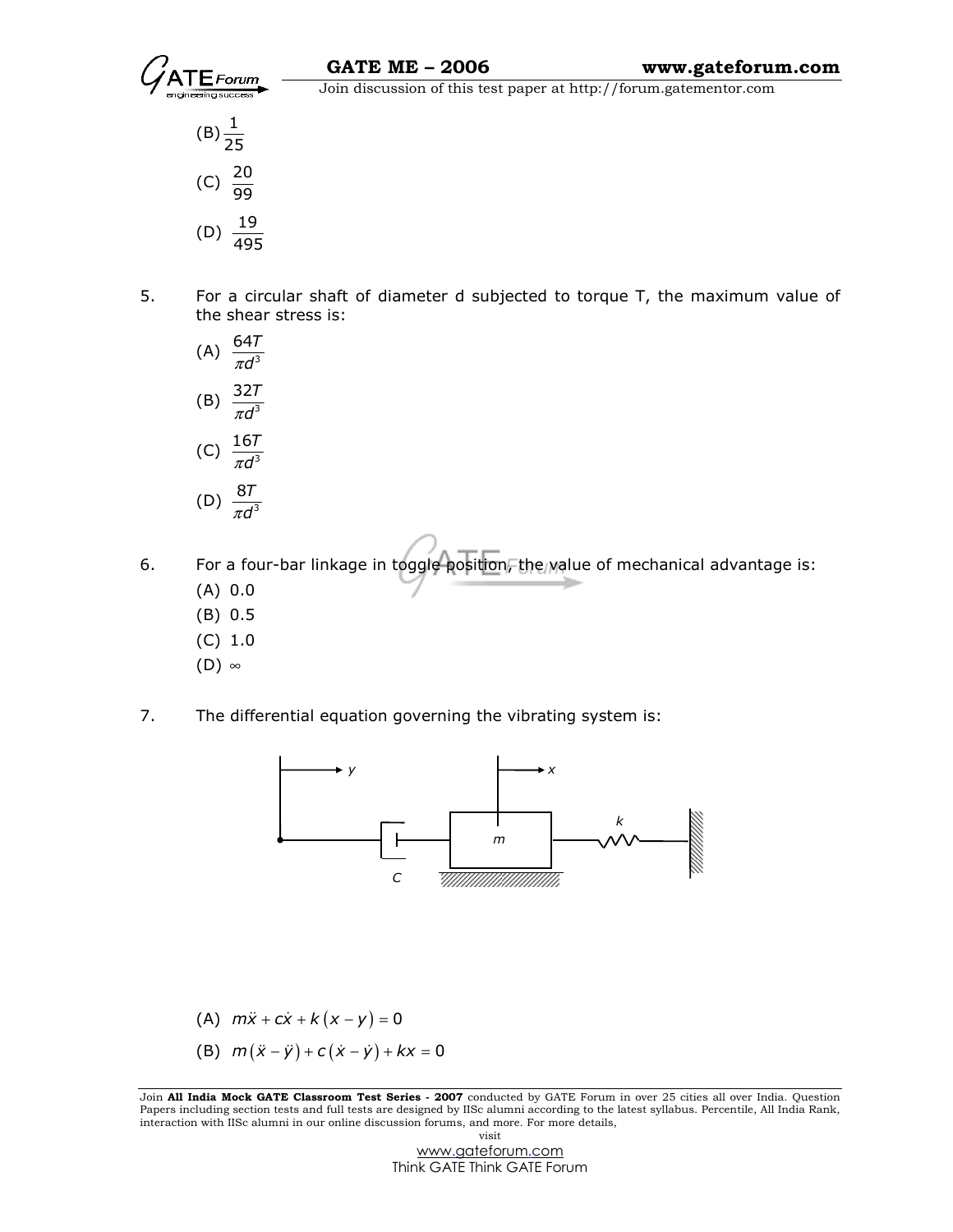(B) $\frac{1}{25}$

(C) $\frac{20}{99}$

(D) $\frac{19}{495}$

5. For a circular shaft of diameter d subjected to torque T, the maximum value of the shear stress is:

   (A) $\frac{64T}{\pi d^3}$

   (B) $\frac{32T}{\pi d^3}$

   (C) $\frac{16T}{\pi d^3}$

   (D) $\frac{8T}{\pi d^3}$

6. For a four-bar linkage in toggle position, the value of mechanical advantage is:

   (A) 0.0

   (B) 0.5

   (C) 1.0

   (D) $\infty$

7. The differential equation governing the vibrating system is:

   (A) $m\ddot{x} + c\dot{x} + k(x - y) = 0$

   (B) $m(\ddot{x} - \ddot{y}) + c(\dot{x} - \dot{y}) + kx = 0$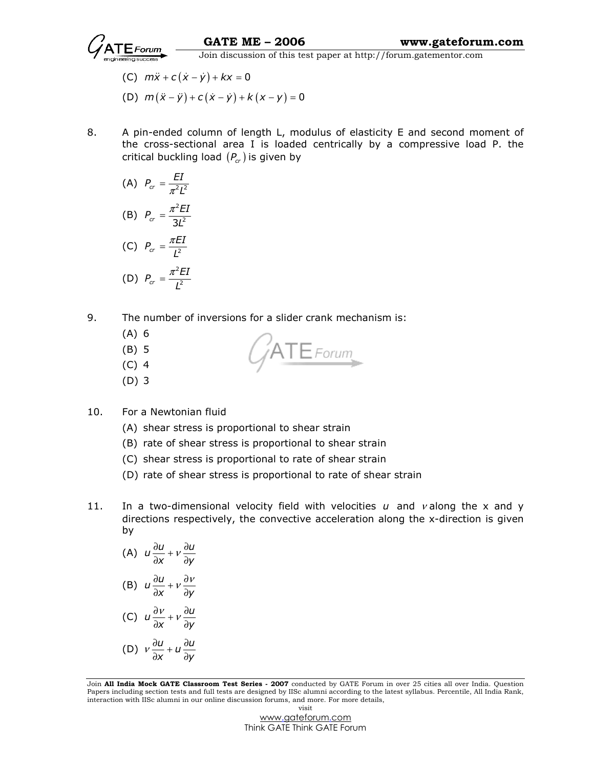(C) $m\ddot{x} + c(\dot{x} - \dot{y}) + kx = 0$

(D) $m(\ddot{x} - \ddot{y}) + c(\dot{x} - \dot{y}) + k(x - y) = 0$

8. A pin-ended column of length L, modulus of elasticity E and second moment of the cross-sectional area I is loaded centrically by a compressive load P. the critical buckling load $(P_{cr})$ is given by

(A) $P_{cr} = \dfrac{EI}{\pi^2 L^2}$

(B) $P_{cr} = \dfrac{\pi^2 EI}{3L^2}$

(C) $P_{cr} = \dfrac{\pi EI}{L^2}$

(D) $P_{cr} = \dfrac{\pi^2 EI}{L^2}$

9. The number of inversions for a slider crank mechanism is:

(A) 6
(B) 5
(C) 4
(D) 3

10. For a Newtonian fluid

(A) shear stress is proportional to shear strain
(B) rate of shear stress is proportional to shear strain
(C) shear stress is proportional to rate of shear strain
(D) rate of shear stress is proportional to rate of shear strain

11. In a two-dimensional velocity field with velocities $u$ and $v$ along the x and y directions respectively, the convective acceleration along the x-direction is given by

(A) $u\dfrac{\partial u}{\partial x} + v\dfrac{\partial u}{\partial y}$

(B) $u\dfrac{\partial u}{\partial x} + v\dfrac{\partial v}{\partial y}$

(C) $u\dfrac{\partial v}{\partial x} + v\dfrac{\partial u}{\partial y}$

(D) $v\dfrac{\partial u}{\partial x} + u\dfrac{\partial u}{\partial y}$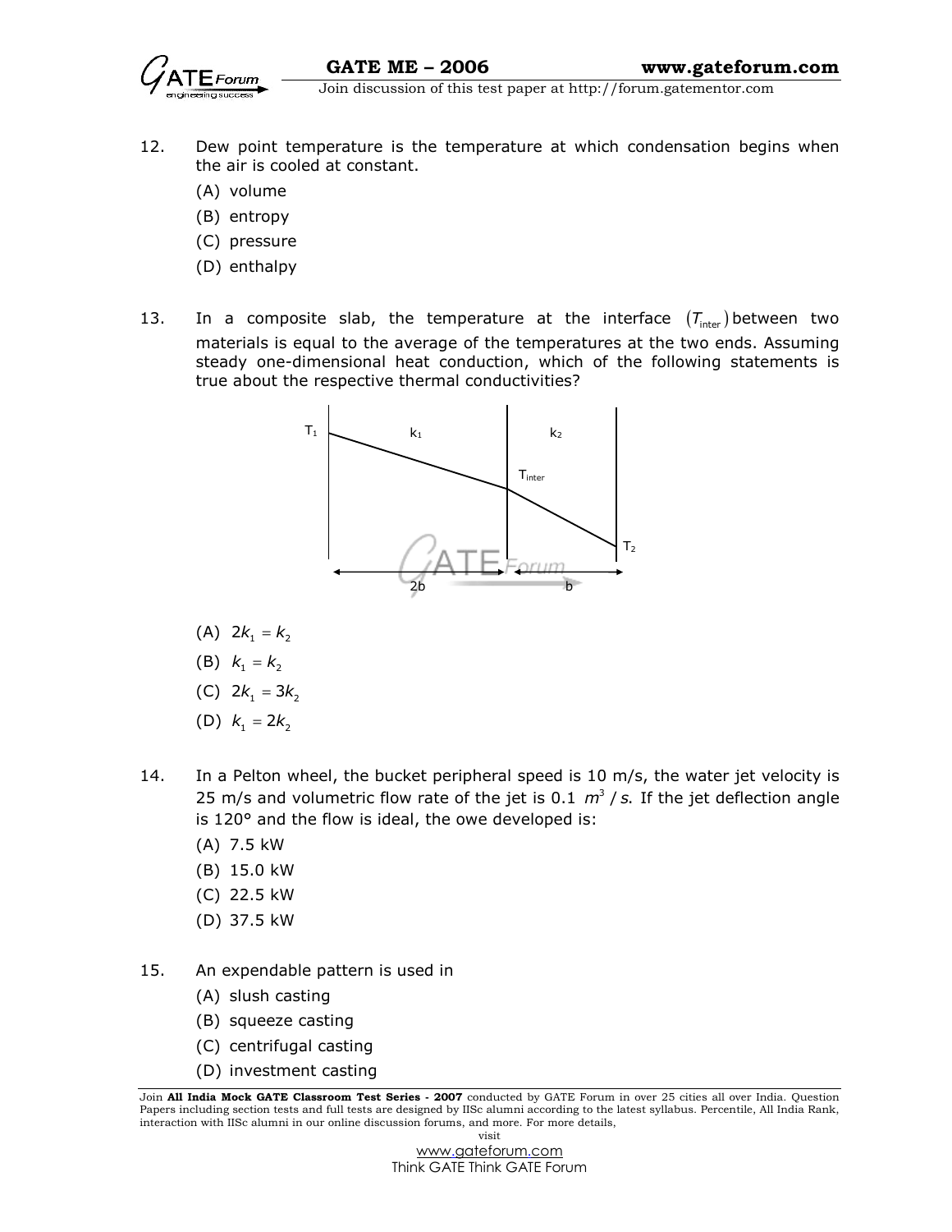12. Dew point temperature is the temperature at which condensation begins when the air is cooled at constant.
    - (A) volume
    - (B) entropy
    - (C) pressure
    - (D) enthalpy

13. In a composite slab, the temperature at the interface $(T_{inter})$ between two materials is equal to the average of the temperatures at the two ends. Assuming steady one-dimensional heat conduction, which of the following statements is true about the respective thermal conductivities?

    $T_1$, $k_1$, $k_2$, $T_{inter}$, $T_2$, 2b, b

    - (A) $2k_1 = k_2$
    - (B) $k_1 = k_2$
    - (C) $2k_1 = 3k_2$
    - (D) $k_1 = 2k_2$

14. In a Pelton wheel, the bucket peripheral speed is 10 m/s, the water jet velocity is 25 m/s and volumetric flow rate of the jet is 0.1 $m^3/s$. If the jet deflection angle is 120° and the flow is ideal, the owe developed is:
    - (A) 7.5 kW
    - (B) 15.0 kW
    - (C) 22.5 kW
    - (D) 37.5 kW

15. An expendable pattern is used in
    - (A) slush casting
    - (B) squeeze casting
    - (C) centrifugal casting
    - (D) investment casting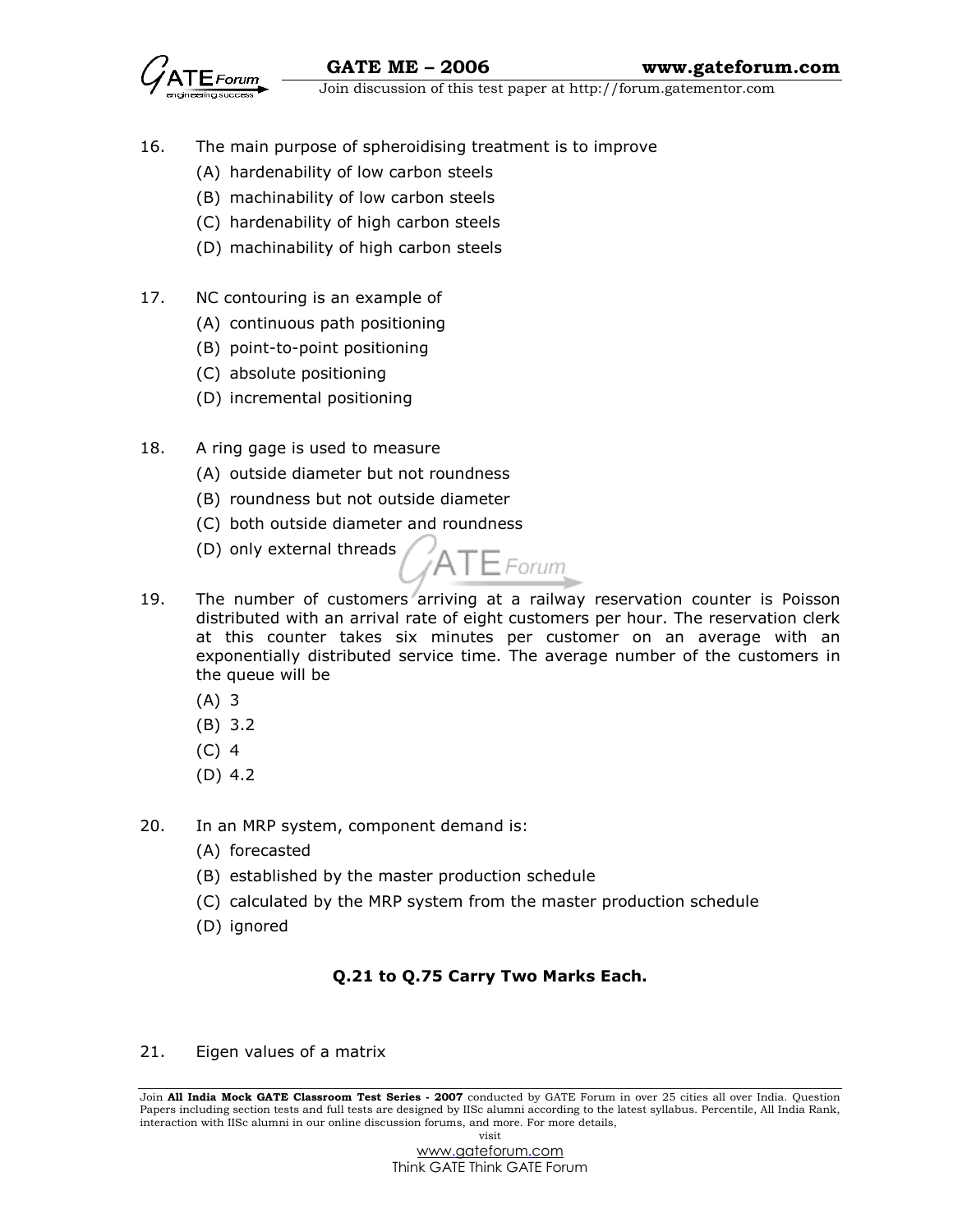16. The main purpose of spheroidising treatment is to improve
    - (A) hardenability of low carbon steels
    - (B) machinability of low carbon steels
    - (C) hardenability of high carbon steels
    - (D) machinability of high carbon steels

17. NC contouring is an example of
    - (A) continuous path positioning
    - (B) point-to-point positioning
    - (C) absolute positioning
    - (D) incremental positioning

18. A ring gage is used to measure
    - (A) outside diameter but not roundness
    - (B) roundness but not outside diameter
    - (C) both outside diameter and roundness
    - (D) only external threads

19. The number of customers arriving at a railway reservation counter is Poisson distributed with an arrival rate of eight customers per hour. The reservation clerk at this counter takes six minutes per customer on an average with an exponentially distributed service time. The average number of the customers in the queue will be
    - (A) 3
    - (B) 3.2
    - (C) 4
    - (D) 4.2

20. In an MRP system, component demand is:
    - (A) forecasted
    - (B) established by the master production schedule
    - (C) calculated by the MRP system from the master production schedule
    - (D) ignored

**Q.21 to Q.75 Carry Two Marks Each.**

21. Eigen values of a matrix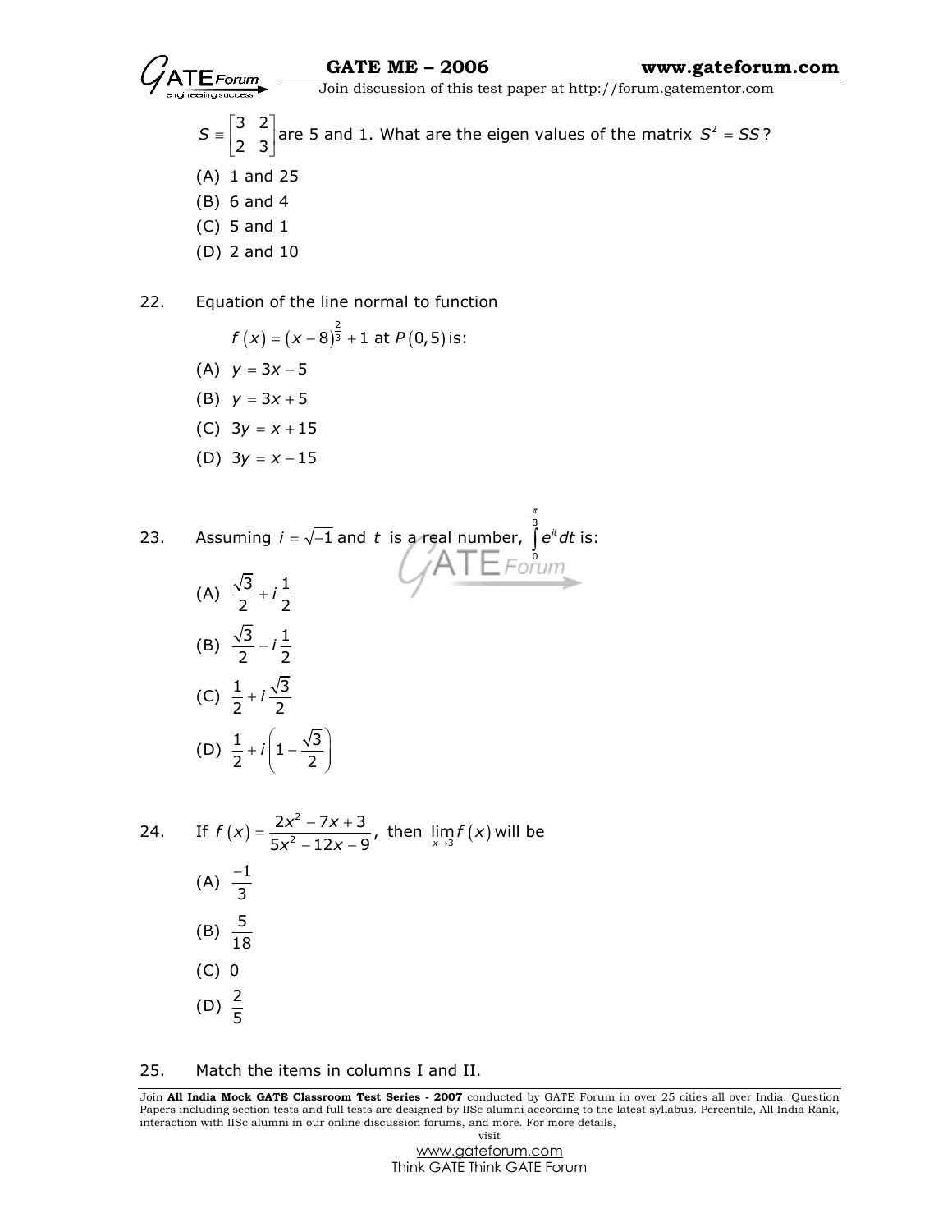$S \equiv \begin{bmatrix} 3 & 2 \\ 2 & 3 \end{bmatrix}$ are 5 and 1. What are the eigen values of the matrix $S^2 = SS$?

(A) 1 and 25

(B) 6 and 4

(C) 5 and 1

(D) 2 and 10

22. Equation of the line normal to function

$$f(x) = (x-8)^{\frac{2}{3}} + 1 \text{ at } P(0,5) \text{ is:}$$

(A) $y = 3x - 5$

(B) $y = 3x + 5$

(C) $3y = x + 15$

(D) $3y = x - 15$

23. Assuming $i = \sqrt{-1}$ and $t$ is a real number, $\int_0^{\frac{\pi}{3}} e^{it} dt$ is:

(A) $\frac{\sqrt{3}}{2} + i\frac{1}{2}$

(B) $\frac{\sqrt{3}}{2} - i\frac{1}{2}$

(C) $\frac{1}{2} + i\frac{\sqrt{3}}{2}$

(D) $\frac{1}{2} + i\left(1 - \frac{\sqrt{3}}{2}\right)$

24. If $f(x) = \frac{2x^2 - 7x + 3}{5x^2 - 12x - 9}$, then $\lim_{x \to 3} f(x)$ will be

(A) $\frac{-1}{3}$

(B) $\frac{5}{18}$

(C) 0

(D) $\frac{2}{5}$

25. Match the items in columns I and II.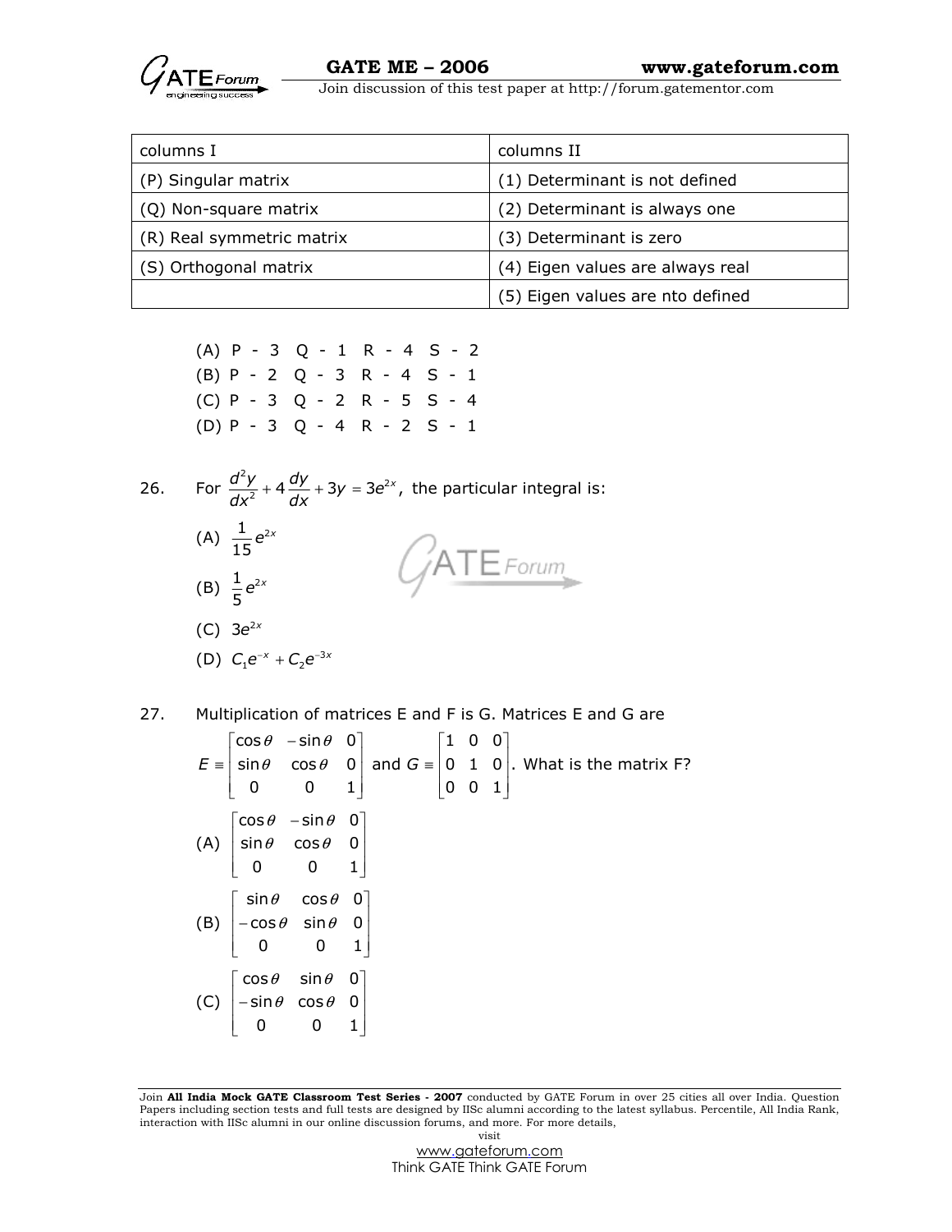| columns I | columns II |
|---|---|
| (P) Singular matrix | (1) Determinant is not defined |
| (Q) Non-square matrix | (2) Determinant is always one |
| (R) Real symmetric matrix | (3) Determinant is zero |
| (S) Orthogonal matrix | (4) Eigen values are always real |
| | (5) Eigen values are nto defined |

(A) P - 3 Q - 1 R - 4 S - 2
(B) P - 2 Q - 3 R - 4 S - 1
(C) P - 3 Q - 2 R - 5 S - 4
(D) P - 3 Q - 4 R - 2 S - 1

26. For $\frac{d^2y}{dx^2} + 4\frac{dy}{dx} + 3y = 3e^{2x}$, the particular integral is:

(A) $\frac{1}{15}e^{2x}$

(B) $\frac{1}{5}e^{2x}$

(C) $3e^{2x}$

(D) $C_1e^{-x} + C_2e^{-3x}$

27. Multiplication of matrices E and F is G. Matrices E and G are

$$E \equiv \begin{bmatrix} \cos\theta & -\sin\theta & 0 \\ \sin\theta & \cos\theta & 0 \\ 0 & 0 & 1 \end{bmatrix} \text{ and } G \equiv \begin{bmatrix} 1 & 0 & 0 \\ 0 & 1 & 0 \\ 0 & 0 & 1 \end{bmatrix}. \text{ What is the matrix F?}$$

(A) $\begin{bmatrix} \cos\theta & -\sin\theta & 0 \\ \sin\theta & \cos\theta & 0 \\ 0 & 0 & 1 \end{bmatrix}$

(B) $\begin{bmatrix} \sin\theta & \cos\theta & 0 \\ -\cos\theta & \sin\theta & 0 \\ 0 & 0 & 1 \end{bmatrix}$

(C) $\begin{bmatrix} \cos\theta & \sin\theta & 0 \\ -\sin\theta & \cos\theta & 0 \\ 0 & 0 & 1 \end{bmatrix}$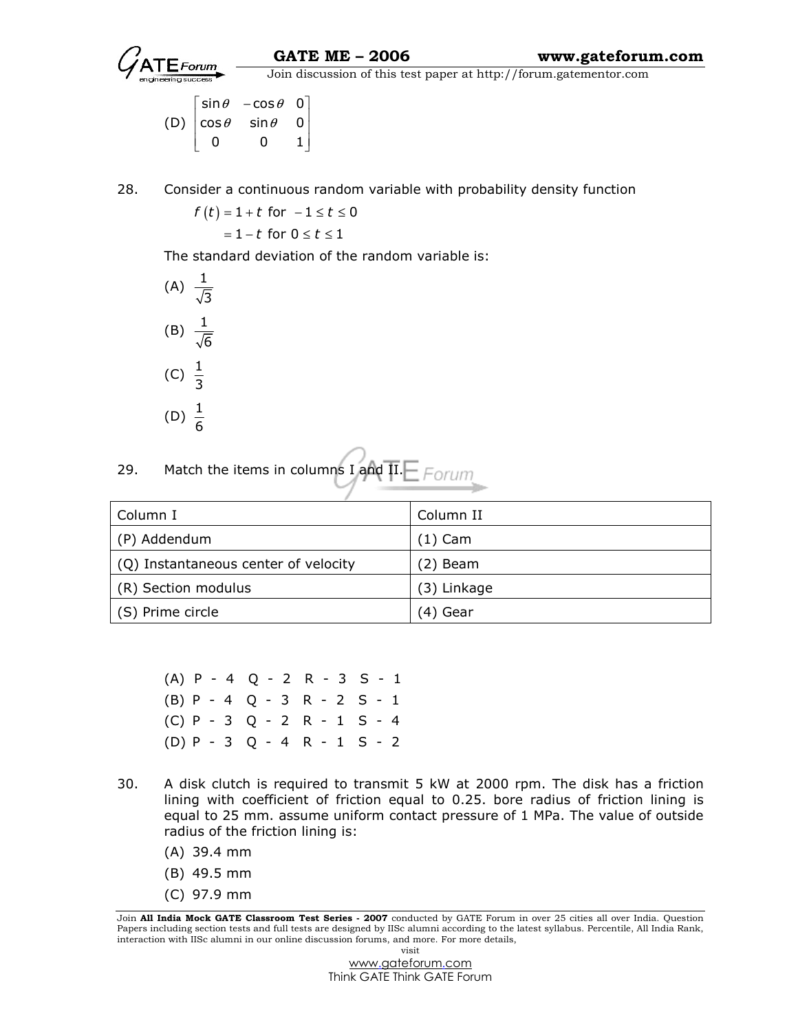(D) $\begin{bmatrix} \sin\theta & -\cos\theta & 0 \\ \cos\theta & \sin\theta & 0 \\ 0 & 0 & 1 \end{bmatrix}$

28. Consider a continuous random variable with probability density function

$$f(t) = 1 + t \text{ for } -1 \le t \le 0$$
$$= 1 - t \text{ for } 0 \le t \le 1$$

The standard deviation of the random variable is:

(A) $\frac{1}{\sqrt{3}}$

(B) $\frac{1}{\sqrt{6}}$

(C) $\frac{1}{3}$

(D) $\frac{1}{6}$

29. Match the items in columns I and II.

| Column I | Column II |
|---|---|
| (P) Addendum | (1) Cam |
| (Q) Instantaneous center of velocity | (2) Beam |
| (R) Section modulus | (3) Linkage |
| (S) Prime circle | (4) Gear |

(A) P - 4 Q - 2 R - 3 S - 1
(B) P - 4 Q - 3 R - 2 S - 1
(C) P - 3 Q - 2 R - 1 S - 4
(D) P - 3 Q - 4 R - 1 S - 2

30. A disk clutch is required to transmit 5 kW at 2000 rpm. The disk has a friction lining with coefficient of friction equal to 0.25. bore radius of friction lining is equal to 25 mm. assume uniform contact pressure of 1 MPa. The value of outside radius of the friction lining is:

(A) 39.4 mm
(B) 49.5 mm
(C) 97.9 mm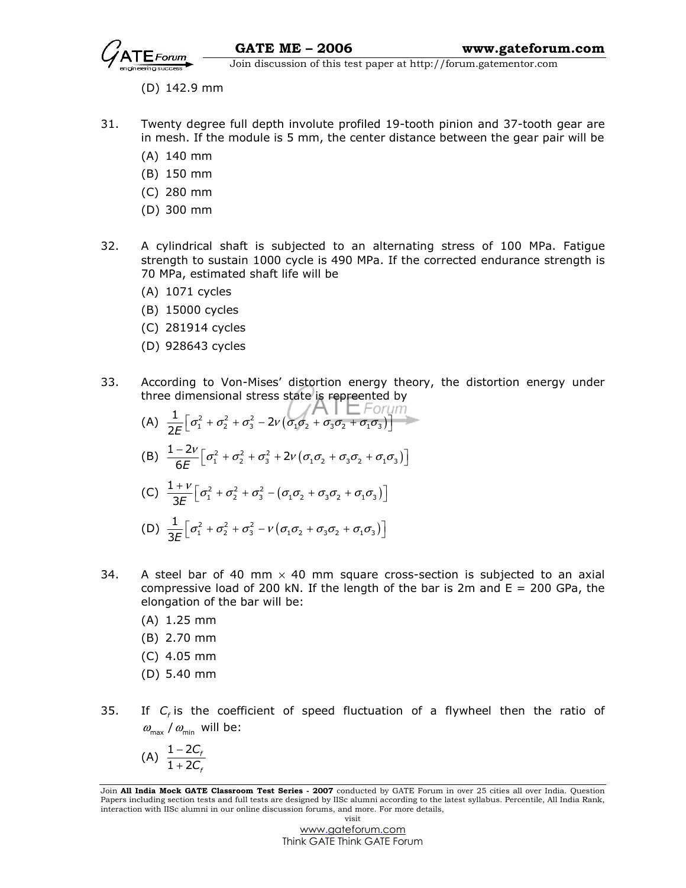(D) 142.9 mm

31. Twenty degree full depth involute profiled 19-tooth pinion and 37-tooth gear are in mesh. If the module is 5 mm, the center distance between the gear pair will be

    (A) 140 mm
    (B) 150 mm
    (C) 280 mm
    (D) 300 mm

32. A cylindrical shaft is subjected to an alternating stress of 100 MPa. Fatigue strength to sustain 1000 cycle is 490 MPa. If the corrected endurance strength is 70 MPa, estimated shaft life will be

    (A) 1071 cycles
    (B) 15000 cycles
    (C) 281914 cycles
    (D) 928643 cycles

33. According to Von-Mises' distortion energy theory, the distortion energy under three dimensional stress state is repreented by

    (A) $\frac{1}{2E}\left[\sigma_1^2+\sigma_2^2+\sigma_3^2-2\nu\left(\sigma_1\sigma_2+\sigma_3\sigma_2+\sigma_1\sigma_3\right)\right]$

    (B) $\frac{1-2\nu}{6E}\left[\sigma_1^2+\sigma_2^2+\sigma_3^2+2\nu\left(\sigma_1\sigma_2+\sigma_3\sigma_2+\sigma_1\sigma_3\right)\right]$

    (C) $\frac{1+\nu}{3E}\left[\sigma_1^2+\sigma_2^2+\sigma_3^2-\left(\sigma_1\sigma_2+\sigma_3\sigma_2+\sigma_1\sigma_3\right)\right]$

    (D) $\frac{1}{3E}\left[\sigma_1^2+\sigma_2^2+\sigma_3^2-\nu\left(\sigma_1\sigma_2+\sigma_3\sigma_2+\sigma_1\sigma_3\right)\right]$

34. A steel bar of 40 mm × 40 mm square cross-section is subjected to an axial compressive load of 200 kN. If the length of the bar is 2m and E = 200 GPa, the elongation of the bar will be:

    (A) 1.25 mm
    (B) 2.70 mm
    (C) 4.05 mm
    (D) 5.40 mm

35. If $C_f$ is the coefficient of speed fluctuation of a flywheel then the ratio of $\omega_{max}/\omega_{min}$ will be:

    (A) $\frac{1-2C_f}{1+2C_f}$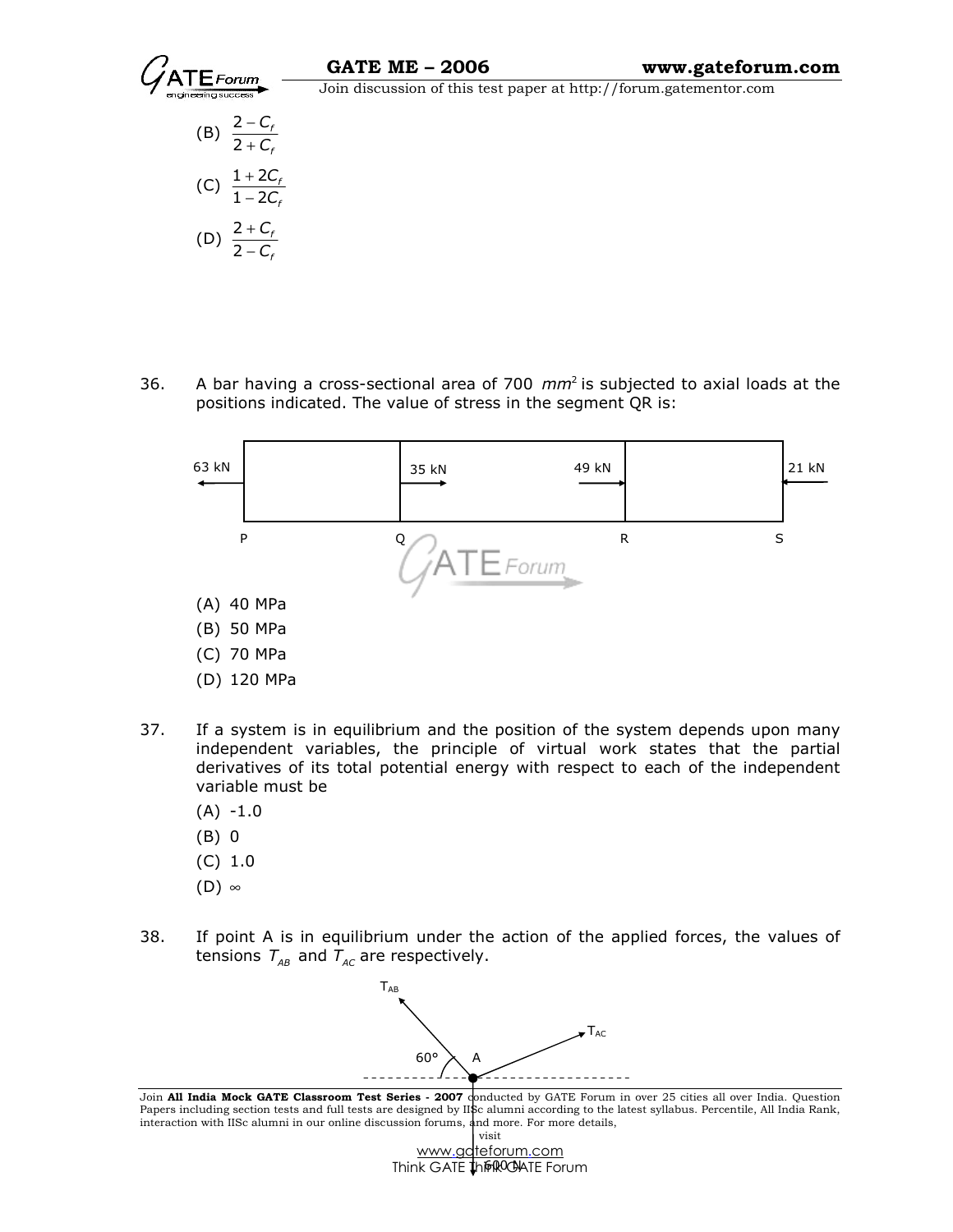(B) $\frac{2-C_f}{2+C_f}$

(C) $\frac{1+2C_f}{1-2C_f}$

(D) $\frac{2+C_f}{2-C_f}$

36. A bar having a cross-sectional area of 700 $mm^2$ is subjected to axial loads at the positions indicated. The value of stress in the segment QR is:

63 kN ← P | Q 35 kN → | 49 kN → R | S ← 21 kN

(A) 40 MPa
(B) 50 MPa
(C) 70 MPa
(D) 120 MPa

37. If a system is in equilibrium and the position of the system depends upon many independent variables, the principle of virtual work states that the partial derivatives of its total potential energy with respect to each of the independent variable must be

(A) -1.0
(B) 0
(C) 1.0
(D) ∞

38. If point A is in equilibrium under the action of the applied forces, the values of tensions $T_{AB}$ and $T_{AC}$ are respectively.

$T_{AB}$, $T_{AC}$, 60°, A, 600 N

Join **All India Mock GATE Classroom Test Series - 2007** conducted by GATE Forum in over 25 cities all over India. Question Papers including section tests and full tests are designed by IISc alumni according to the latest syllabus. Percentile, All India Rank, interaction with IISc alumni in our online discussion forums, and more. For more details, visit

www.gateforum.com

Think GATE Think GATE Forum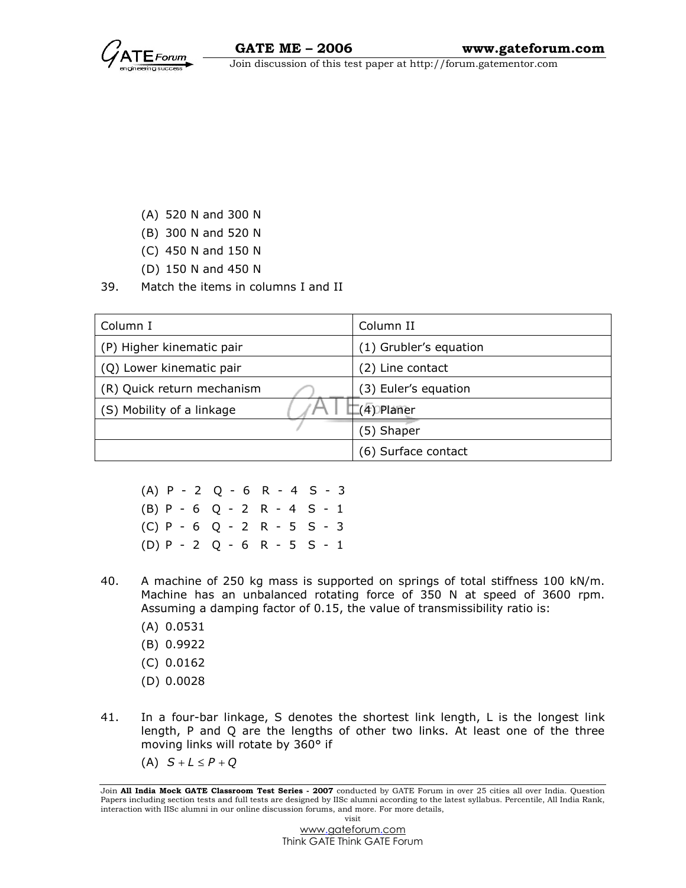(A) 520 N and 300 N

(B) 300 N and 520 N

(C) 450 N and 150 N

(D) 150 N and 450 N

39. Match the items in columns I and II

| Column I | Column II |
|---|---|
| (P) Higher kinematic pair | (1) Grubler's equation |
| (Q) Lower kinematic pair | (2) Line contact |
| (R) Quick return mechanism | (3) Euler's equation |
| (S) Mobility of a linkage | (4) Planer |
| | (5) Shaper |
| | (6) Surface contact |

(A) P - 2 Q - 6 R - 4 S - 3

(B) P - 6 Q - 2 R - 4 S - 1

(C) P - 6 Q - 2 R - 5 S - 3

(D) P - 2 Q - 6 R - 5 S - 1

40. A machine of 250 kg mass is supported on springs of total stiffness 100 kN/m. Machine has an unbalanced rotating force of 350 N at speed of 3600 rpm. Assuming a damping factor of 0.15, the value of transmissibility ratio is:

(A) 0.0531

(B) 0.9922

(C) 0.0162

(D) 0.0028

41. In a four-bar linkage, S denotes the shortest link length, L is the longest link length, P and Q are the lengths of other two links. At least one of the three moving links will rotate by 360° if

(A) $S + L \leq P + Q$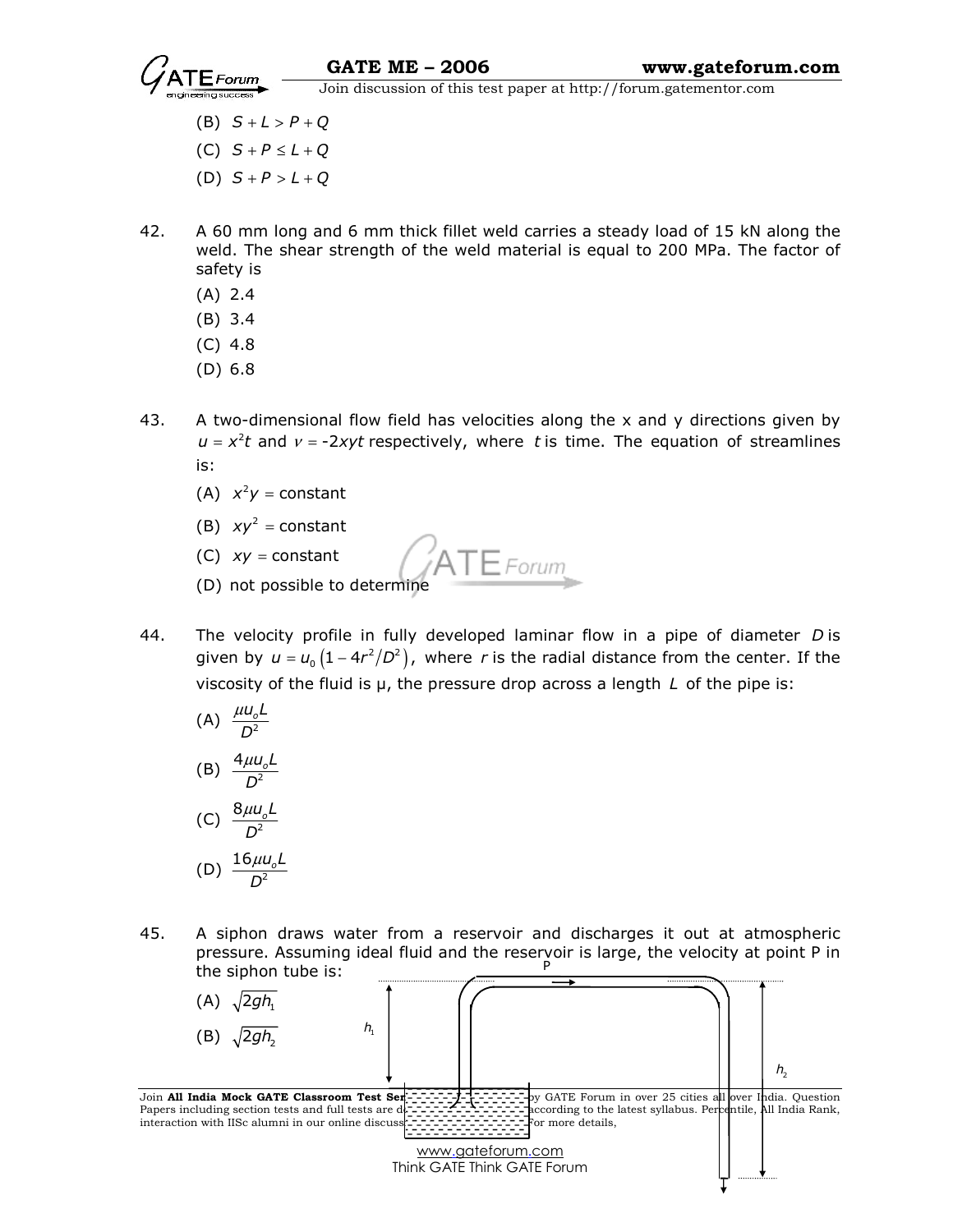(B) $S + L > P + Q$

(C) $S + P \le L + Q$

(D) $S + P > L + Q$

42. A 60 mm long and 6 mm thick fillet weld carries a steady load of 15 kN along the weld. The shear strength of the weld material is equal to 200 MPa. The factor of safety is

(A) 2.4

(B) 3.4

(C) 4.8

(D) 6.8

43. A two-dimensional flow field has velocities along the x and y directions given by $u = x^2 t$ and $v = -2xyt$ respectively, where $t$ is time. The equation of streamlines is:

(A) $x^2 y =$ constant

(B) $xy^2 =$ constant

(C) $xy =$ constant

(D) not possible to determine

44. The velocity profile in fully developed laminar flow in a pipe of diameter $D$ is given by $u = u_0 \left(1 - 4r^2/D^2\right)$, where $r$ is the radial distance from the center. If the viscosity of the fluid is $\mu$, the pressure drop across a length $L$ of the pipe is:

(A) $\dfrac{\mu u_o L}{D^2}$

(B) $\dfrac{4\mu u_o L}{D^2}$

(C) $\dfrac{8\mu u_o L}{D^2}$

(D) $\dfrac{16\mu u_o L}{D^2}$

45. A siphon draws water from a reservoir and discharges it out at atmospheric pressure. Assuming ideal fluid and the reservoir is large, the velocity at point P in the siphon tube is:

(A) $\sqrt{2gh_1}$

(B) $\sqrt{2gh_2}$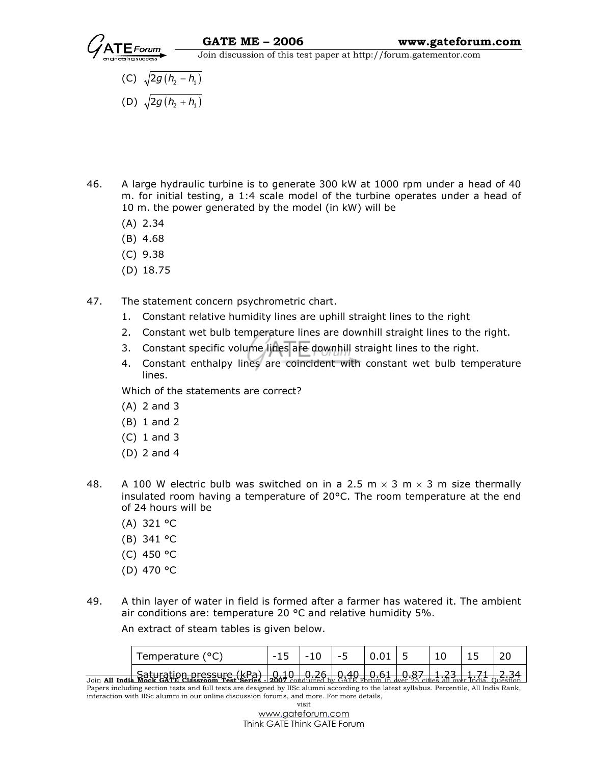(C) $\sqrt{2g(h_2 - h_1)}$

(D) $\sqrt{2g(h_2 + h_1)}$

46. A large hydraulic turbine is to generate 300 kW at 1000 rpm under a head of 40 m. for initial testing, a 1:4 scale model of the turbine operates under a head of 10 m. the power generated by the model (in kW) will be

    (A) 2.34

    (B) 4.68

    (C) 9.38

    (D) 18.75

47. The statement concern psychrometric chart.

    1. Constant relative humidity lines are uphill straight lines to the right
    2. Constant wet bulb temperature lines are downhill straight lines to the right.
    3. Constant specific volume lines are downhill straight lines to the right.
    4. Constant enthalpy lines are coincident with constant wet bulb temperature lines.

    Which of the statements are correct?

    (A) 2 and 3

    (B) 1 and 2

    (C) 1 and 3

    (D) 2 and 4

48. A 100 W electric bulb was switched on in a 2.5 m × 3 m × 3 m size thermally insulated room having a temperature of 20°C. The room temperature at the end of 24 hours will be

    (A) 321 °C

    (B) 341 °C

    (C) 450 °C

    (D) 470 °C

49. A thin layer of water in field is formed after a farmer has watered it. The ambient air conditions are: temperature 20 °C and relative humidity 5%.

    An extract of steam tables is given below.

| Temperature (°C) | -15 | -10 | -5 | 0.01 | 5 | 10 | 15 | 20 |
|---|---|---|---|---|---|---|---|---|
| Saturation pressure (kPa) | 0.10 | 0.26 | 0.40 | 0.61 | 0.87 | 1.23 | 1.71 | 2.34 |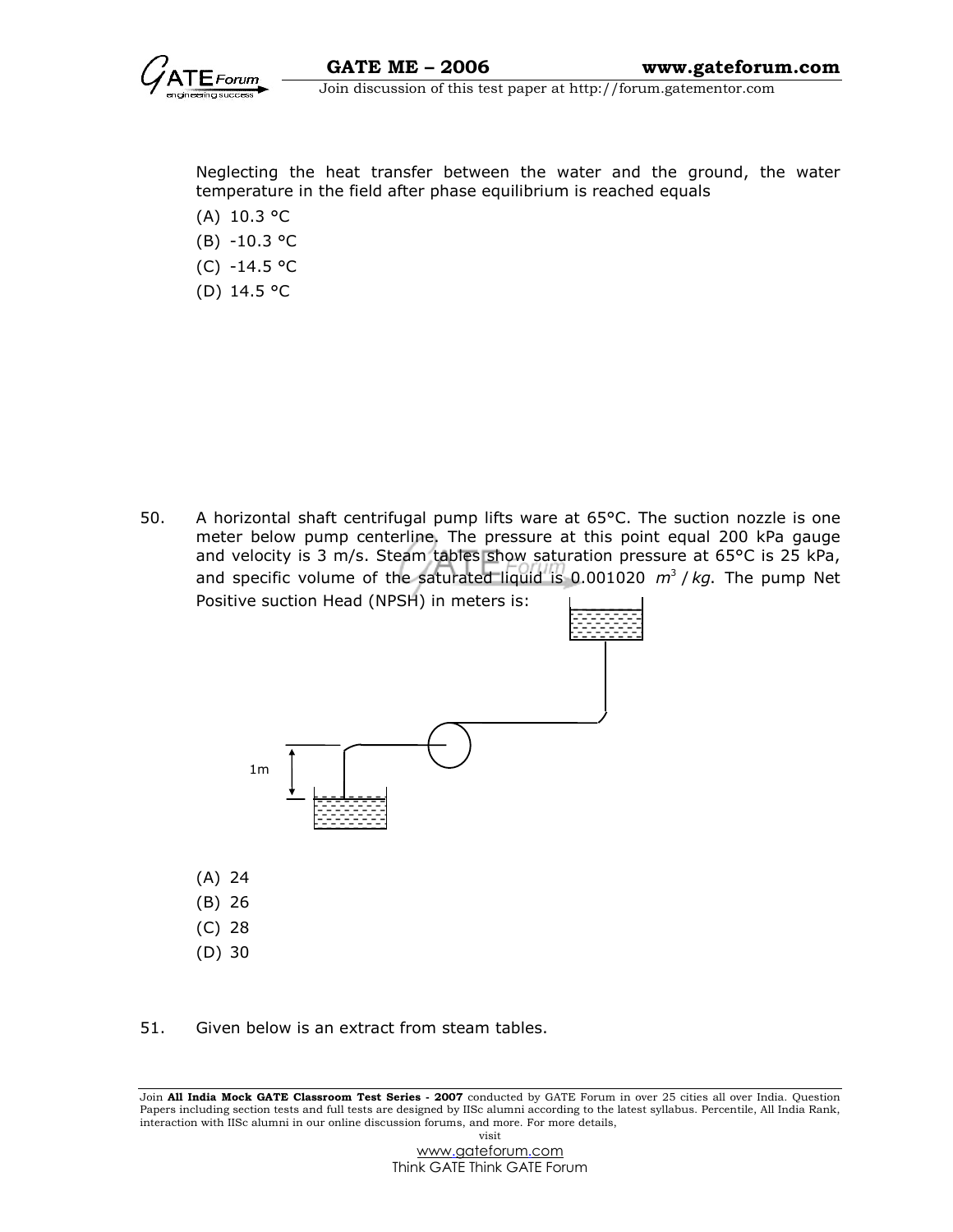Neglecting the heat transfer between the water and the ground, the water temperature in the field after phase equilibrium is reached equals

(A) 10.3 °C

(B) -10.3 °C

(C) -14.5 °C

(D) 14.5 °C

50. A horizontal shaft centrifugal pump lifts ware at 65°C. The suction nozzle is one meter below pump centerline. The pressure at this point equal 200 kPa gauge and velocity is 3 m/s. Steam tables show saturation pressure at 65°C is 25 kPa, and specific volume of the saturated liquid is 0.001020 $m^3/kg$. The pump Net Positive suction Head (NPSH) in meters is:

1m

(A) 24

(B) 26

(C) 28

(D) 30

51. Given below is an extract from steam tables.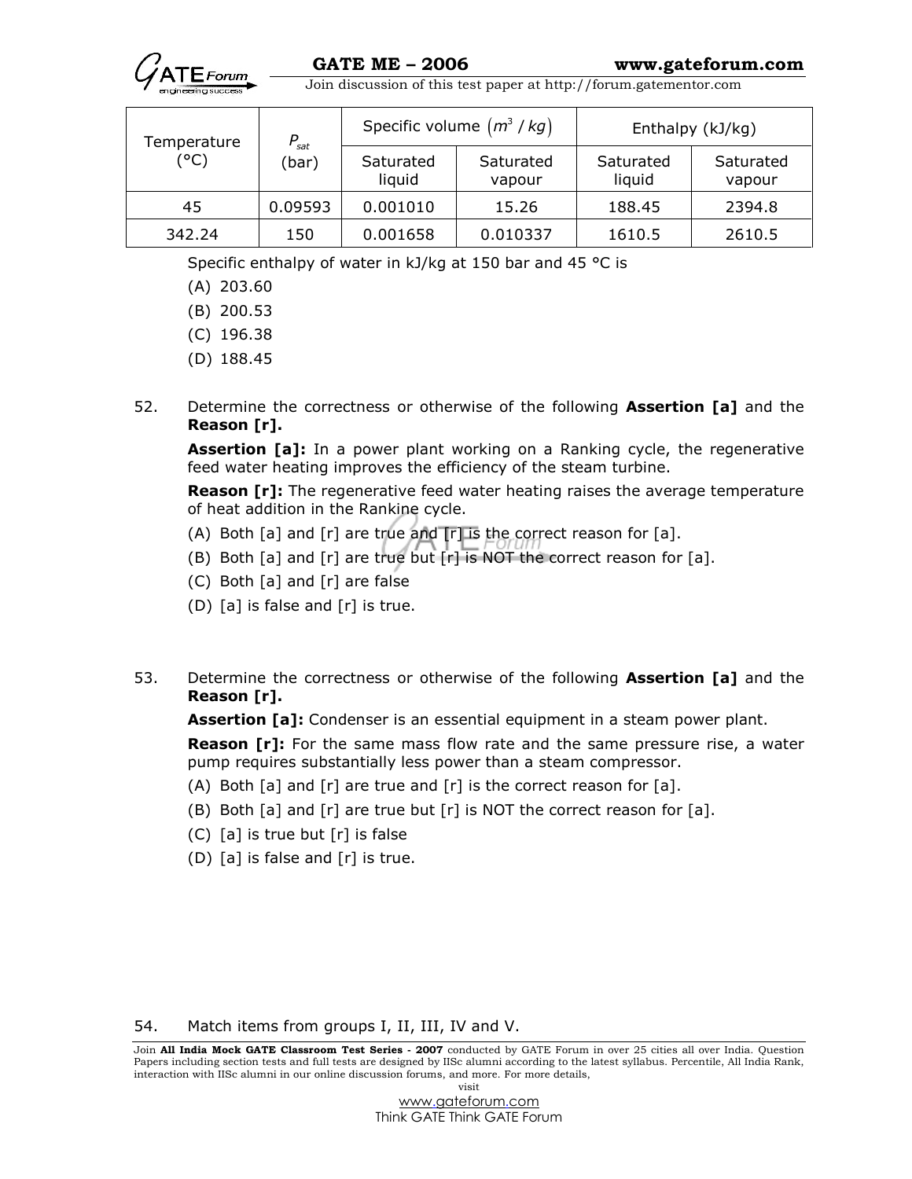| Temperature (°C) | $P_{sat}$ (bar) | Specific volume $(m^3/kg)$ | | Enthalpy (kJ/kg) | |
|---|---|---|---|---|---|
| | | Saturated liquid | Saturated vapour | Saturated liquid | Saturated vapour |
| 45 | 0.09593 | 0.001010 | 15.26 | 188.45 | 2394.8 |
| 342.24 | 150 | 0.001658 | 0.010337 | 1610.5 | 2610.5 |

Specific enthalpy of water in kJ/kg at 150 bar and 45 °C is

(A) 203.60

(B) 200.53

(C) 196.38

(D) 188.45

52. Determine the correctness or otherwise of the following **Assertion [a]** and the **Reason [r].**

**Assertion [a]:** In a power plant working on a Ranking cycle, the regenerative feed water heating improves the efficiency of the steam turbine.

**Reason [r]:** The regenerative feed water heating raises the average temperature of heat addition in the Rankine cycle.

(A) Both [a] and [r] are true and [r] is the correct reason for [a].

(B) Both [a] and [r] are true but [r] is NOT the correct reason for [a].

(C) Both [a] and [r] are false

(D) [a] is false and [r] is true.

53. Determine the correctness or otherwise of the following **Assertion [a]** and the **Reason [r].**

**Assertion [a]:** Condenser is an essential equipment in a steam power plant.

**Reason [r]:** For the same mass flow rate and the same pressure rise, a water pump requires substantially less power than a steam compressor.

(A) Both [a] and [r] are true and [r] is the correct reason for [a].

(B) Both [a] and [r] are true but [r] is NOT the correct reason for [a].

(C) [a] is true but [r] is false

(D) [a] is false and [r] is true.

54. Match items from groups I, II, III, IV and V.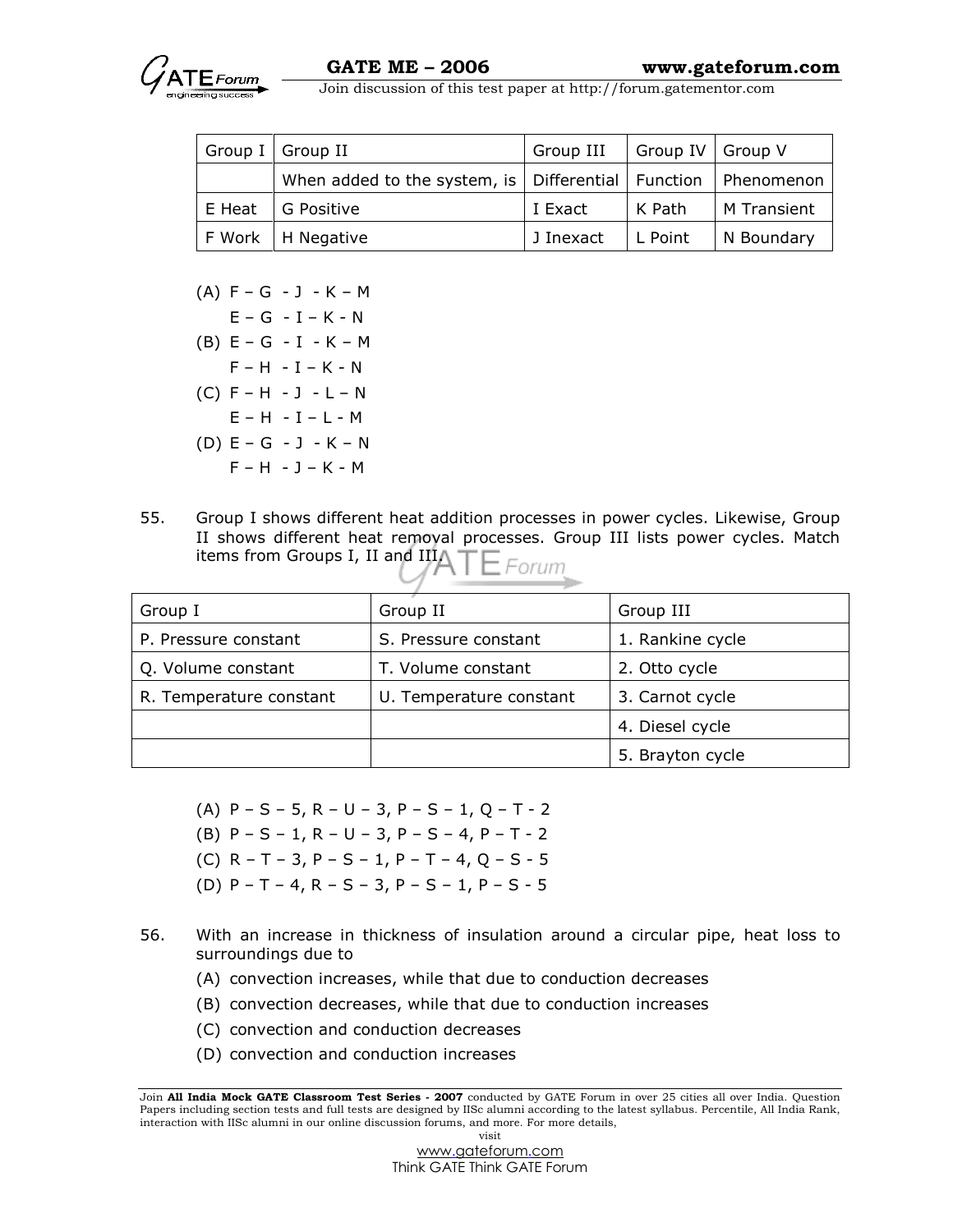| Group I | Group II | Group III | Group IV | Group V |
|---|---|---|---|---|
| | When added to the system, is | Differential | Function | Phenomenon |
| E Heat | G Positive | I Exact | K Path | M Transient |
| F Work | H Negative | J Inexact | L Point | N Boundary |

(A) F – G - J - K – M
    E – G - I – K - N

(B) E – G - I - K – M
    F – H - I – K - N

(C) F – H - J - L – N
    E – H - I – L - M

(D) E – G - J - K – N
    F – H - J – K - M

55. Group I shows different heat addition processes in power cycles. Likewise, Group II shows different heat removal processes. Group III lists power cycles. Match items from Groups I, II and III.

| Group I | Group II | Group III |
|---|---|---|
| P. Pressure constant | S. Pressure constant | 1. Rankine cycle |
| Q. Volume constant | T. Volume constant | 2. Otto cycle |
| R. Temperature constant | U. Temperature constant | 3. Carnot cycle |
| | | 4. Diesel cycle |
| | | 5. Brayton cycle |

(A) P – S – 5, R – U – 3, P – S – 1, Q – T - 2

(B) P – S – 1, R – U – 3, P – S – 4, P – T - 2

(C) R – T – 3, P – S – 1, P – T – 4, Q – S - 5

(D) P – T – 4, R – S – 3, P – S – 1, P – S - 5

56. With an increase in thickness of insulation around a circular pipe, heat loss to surroundings due to

(A) convection increases, while that due to conduction decreases

(B) convection decreases, while that due to conduction increases

(C) convection and conduction decreases

(D) convection and conduction increases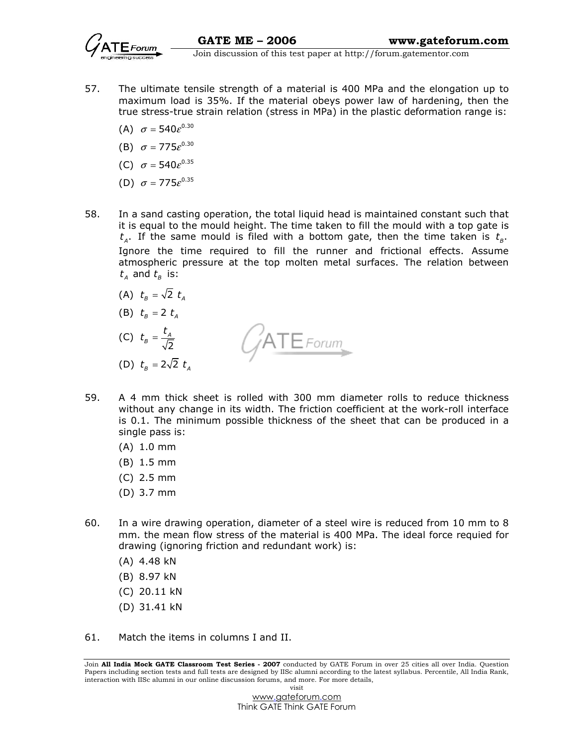57. The ultimate tensile strength of a material is 400 MPa and the elongation up to maximum load is 35%. If the material obeys power law of hardening, then the true stress-true strain relation (stress in MPa) in the plastic deformation range is:

   (A) $\sigma = 540\varepsilon^{0.30}$

   (B) $\sigma = 775\varepsilon^{0.30}$

   (C) $\sigma = 540\varepsilon^{0.35}$

   (D) $\sigma = 775\varepsilon^{0.35}$

58. In a sand casting operation, the total liquid head is maintained constant such that it is equal to the mould height. The time taken to fill the mould with a top gate is $t_A$. If the same mould is filed with a bottom gate, then the time taken is $t_B$. Ignore the time required to fill the runner and frictional effects. Assume atmospheric pressure at the top molten metal surfaces. The relation between $t_A$ and $t_B$ is:

   (A) $t_B = \sqrt{2}\ t_A$

   (B) $t_B = 2\ t_A$

   (C) $t_B = \frac{t_A}{\sqrt{2}}$

   (D) $t_B = 2\sqrt{2}\ t_A$

59. A 4 mm thick sheet is rolled with 300 mm diameter rolls to reduce thickness without any change in its width. The friction coefficient at the work-roll interface is 0.1. The minimum possible thickness of the sheet that can be produced in a single pass is:

   (A) 1.0 mm

   (B) 1.5 mm

   (C) 2.5 mm

   (D) 3.7 mm

60. In a wire drawing operation, diameter of a steel wire is reduced from 10 mm to 8 mm. the mean flow stress of the material is 400 MPa. The ideal force requied for drawing (ignoring friction and redundant work) is:

   (A) 4.48 kN

   (B) 8.97 kN

   (C) 20.11 kN

   (D) 31.41 kN

61. Match the items in columns I and II.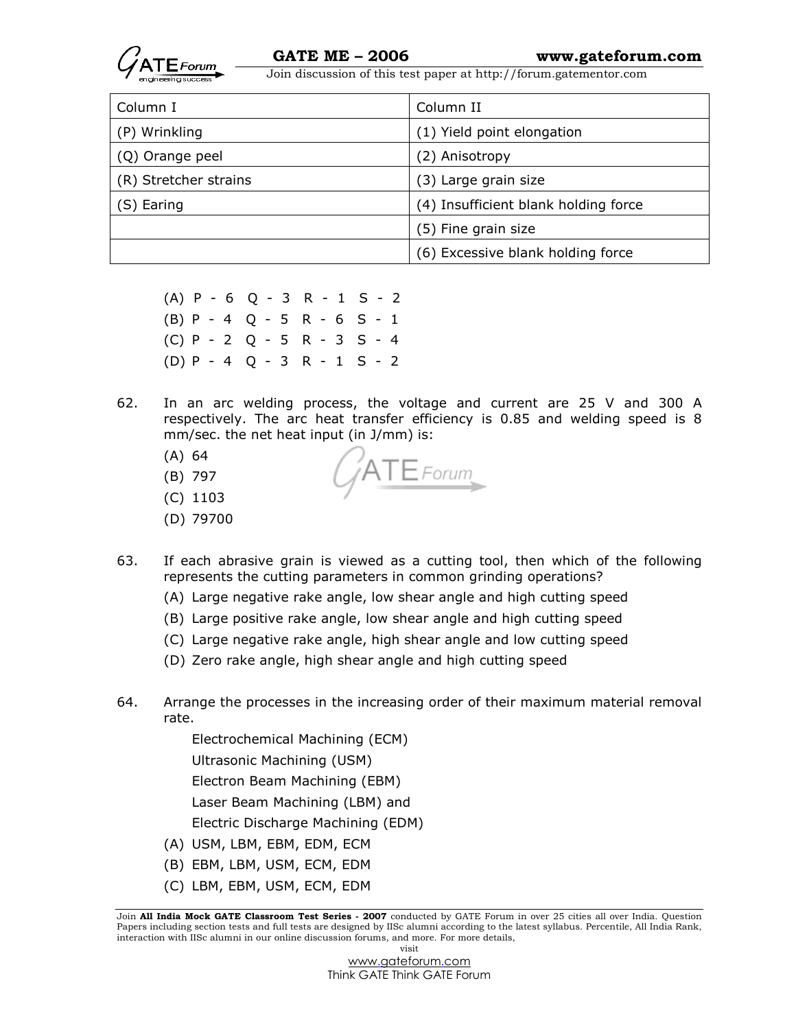| Column I | Column II |
|---|---|
| (P) Wrinkling | (1) Yield point elongation |
| (Q) Orange peel | (2) Anisotropy |
| (R) Stretcher strains | (3) Large grain size |
| (S) Earing | (4) Insufficient blank holding force |
| | (5) Fine grain size |
| | (6) Excessive blank holding force |

(A) P - 6 Q - 3 R - 1 S - 2
(B) P - 4 Q - 5 R - 6 S - 1
(C) P - 2 Q - 5 R - 3 S - 4
(D) P - 4 Q - 3 R - 1 S - 2

62. In an arc welding process, the voltage and current are 25 V and 300 A respectively. The arc heat transfer efficiency is 0.85 and welding speed is 8 mm/sec. the net heat input (in J/mm) is:

(A) 64
(B) 797
(C) 1103
(D) 79700

63. If each abrasive grain is viewed as a cutting tool, then which of the following represents the cutting parameters in common grinding operations?

(A) Large negative rake angle, low shear angle and high cutting speed
(B) Large positive rake angle, low shear angle and high cutting speed
(C) Large negative rake angle, high shear angle and low cutting speed
(D) Zero rake angle, high shear angle and high cutting speed

64. Arrange the processes in the increasing order of their maximum material removal rate.

Electrochemical Machining (ECM)
Ultrasonic Machining (USM)
Electron Beam Machining (EBM)
Laser Beam Machining (LBM) and
Electric Discharge Machining (EDM)

(A) USM, LBM, EBM, EDM, ECM
(B) EBM, LBM, USM, ECM, EDM
(C) LBM, EBM, USM, ECM, EDM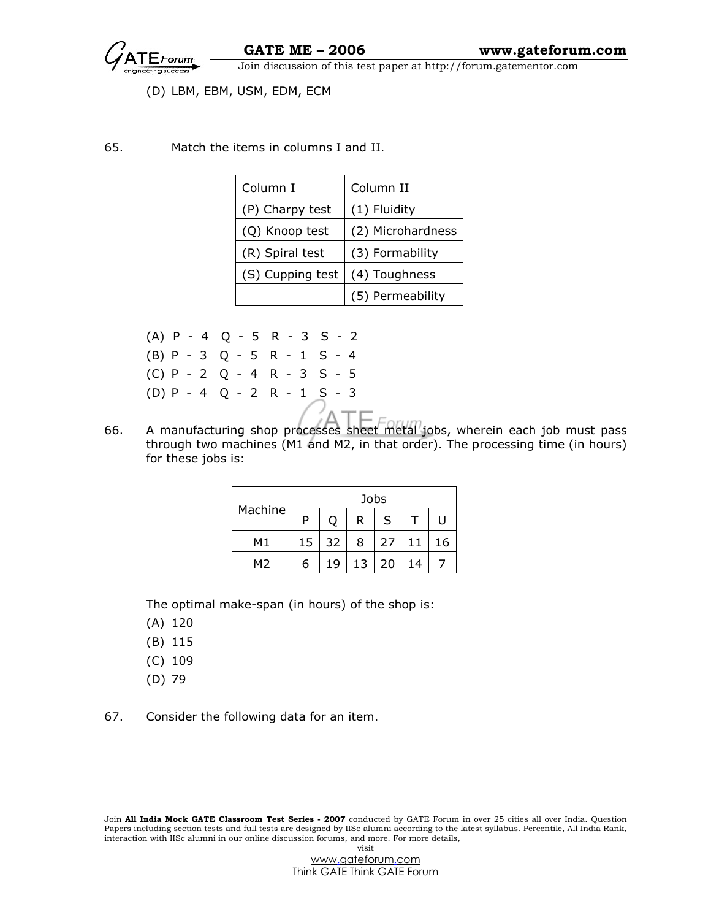(D) LBM, EBM, USM, EDM, ECM

65. Match the items in columns I and II.

| Column I | Column II |
| --- | --- |
| (P) Charpy test | (1) Fluidity |
| (Q) Knoop test | (2) Microhardness |
| (R) Spiral test | (3) Formability |
| (S) Cupping test | (4) Toughness |
| | (5) Permeability |

(A) P - 4 Q - 5 R - 3 S - 2
(B) P - 3 Q - 5 R - 1 S - 4
(C) P - 2 Q - 4 R - 3 S - 5
(D) P - 4 Q - 2 R - 1 S - 3

66. A manufacturing shop processes sheet metal jobs, wherein each job must pass through two machines (M1 and M2, in that order). The processing time (in hours) for these jobs is:

| Machine | Jobs | | | | | |
| --- | --- | --- | --- | --- | --- | --- |
| | P | Q | R | S | T | U |
| M1 | 15 | 32 | 8 | 27 | 11 | 16 |
| M2 | 6 | 19 | 13 | 20 | 14 | 7 |

The optimal make-span (in hours) of the shop is:

(A) 120
(B) 115
(C) 109
(D) 79

67. Consider the following data for an item.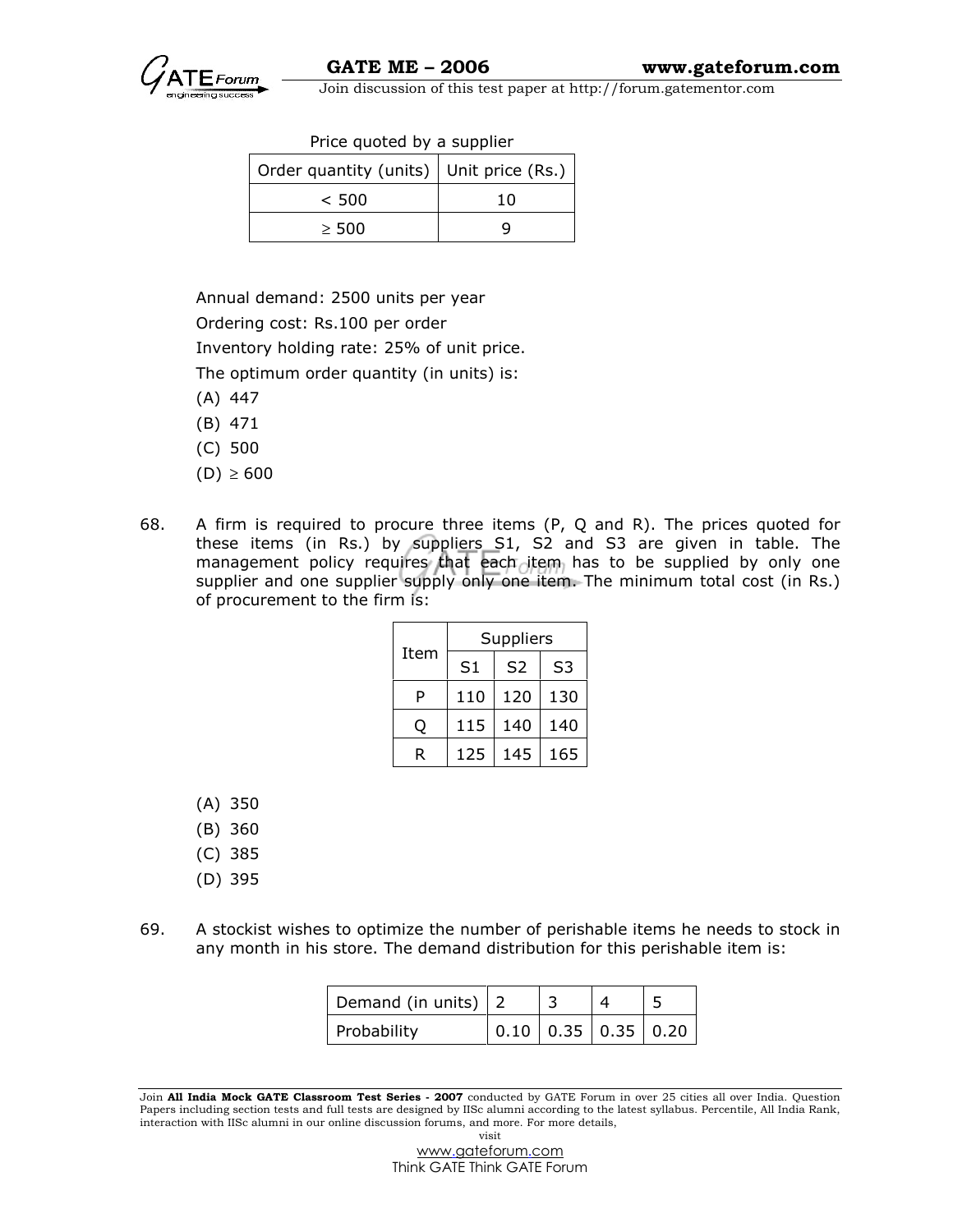Price quoted by a supplier

| Order quantity (units) | Unit price (Rs.) |
|---|---|
| < 500 | 10 |
| ≥ 500 | 9 |

Annual demand: 2500 units per year

Ordering cost: Rs.100 per order

Inventory holding rate: 25% of unit price.

The optimum order quantity (in units) is:

(A) 447

(B) 471

(C) 500

(D) ≥ 600

68. A firm is required to procure three items (P, Q and R). The prices quoted for these items (in Rs.) by suppliers S1, S2 and S3 are given in table. The management policy requires that each item has to be supplied by only one supplier and one supplier supply only one item. The minimum total cost (in Rs.) of procurement to the firm is:

| Item | Suppliers | | |
|---|---|---|---|
| | S1 | S2 | S3 |
| P | 110 | 120 | 130 |
| Q | 115 | 140 | 140 |
| R | 125 | 145 | 165 |

(A) 350

(B) 360

(C) 385

(D) 395

69. A stockist wishes to optimize the number of perishable items he needs to stock in any month in his store. The demand distribution for this perishable item is:

| Demand (in units) | 2 | 3 | 4 | 5 |
|---|---|---|---|---|
| Probability | 0.10 | 0.35 | 0.35 | 0.20 |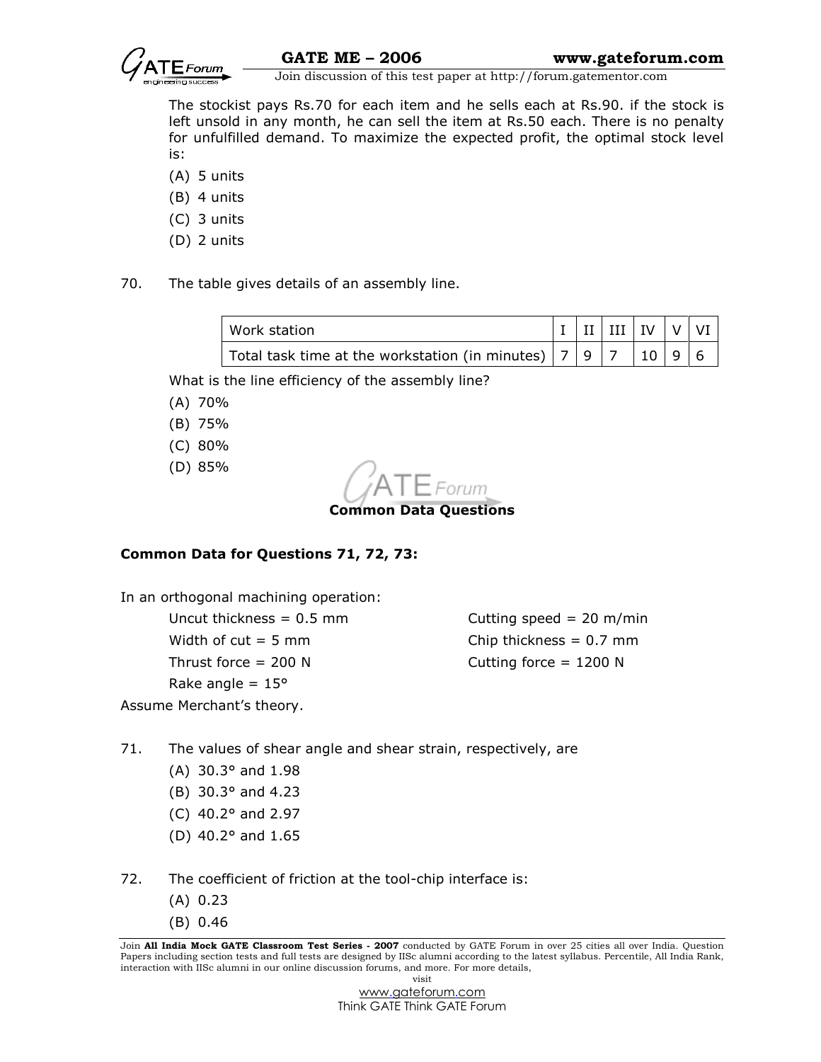The stockist pays Rs.70 for each item and he sells each at Rs.90. if the stock is left unsold in any month, he can sell the item at Rs.50 each. There is no penalty for unfulfilled demand. To maximize the expected profit, the optimal stock level is:

(A) 5 units

(B) 4 units

(C) 3 units

(D) 2 units

70. The table gives details of an assembly line.

| Work station | I | II | III | IV | V | VI |
|---|---|---|---|---|---|---|
| Total task time at the workstation (in minutes) | 7 | 9 | 7 | 10 | 9 | 6 |

What is the line efficiency of the assembly line?

(A) 70%

(B) 75%

(C) 80%

(D) 85%

**Common Data Questions**

**Common Data for Questions 71, 72, 73:**

In an orthogonal machining operation:

Uncut thickness = 0.5 mm

Cutting speed = 20 m/min

Width of cut = 5 mm

Chip thickness = 0.7 mm

Thrust force = 200 N

Cutting force = 1200 N

Rake angle = 15°

Assume Merchant's theory.

71. The values of shear angle and shear strain, respectively, are

(A) 30.3° and 1.98

(B) 30.3° and 4.23

(C) 40.2° and 2.97

(D) 40.2° and 1.65

72. The coefficient of friction at the tool-chip interface is:

(A) 0.23

(B) 0.46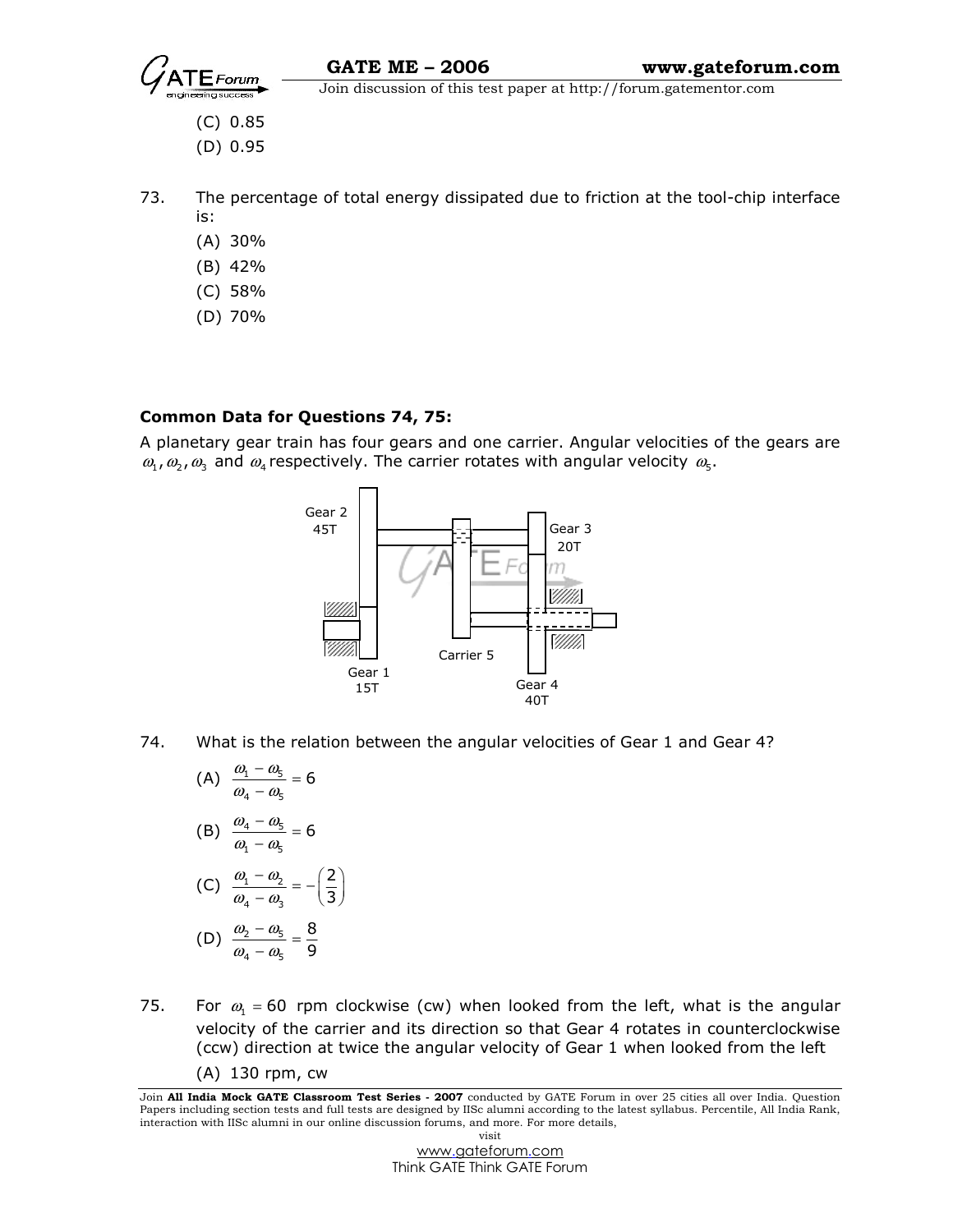(C) 0.85

(D) 0.95

73. The percentage of total energy dissipated due to friction at the tool-chip interface is:

(A) 30%

(B) 42%

(C) 58%

(D) 70%

**Common Data for Questions 74, 75:**

A planetary gear train has four gears and one carrier. Angular velocities of the gears are $\omega_1, \omega_2, \omega_3$ and $\omega_4$ respectively. The carrier rotates with angular velocity $\omega_5$.

Gear 2 45T

Gear 3 20T

Carrier 5

Gear 1 15T

Gear 4 40T

74. What is the relation between the angular velocities of Gear 1 and Gear 4?

(A) $\frac{\omega_1 - \omega_5}{\omega_4 - \omega_5} = 6$

(B) $\frac{\omega_4 - \omega_5}{\omega_1 - \omega_5} = 6$

(C) $\frac{\omega_1 - \omega_2}{\omega_4 - \omega_3} = -\left(\frac{2}{3}\right)$

(D) $\frac{\omega_2 - \omega_5}{\omega_4 - \omega_5} = \frac{8}{9}$

75. For $\omega_1 = 60$ rpm clockwise (cw) when looked from the left, what is the angular velocity of the carrier and its direction so that Gear 4 rotates in counterclockwise (ccw) direction at twice the angular velocity of Gear 1 when looked from the left

(A) 130 rpm, cw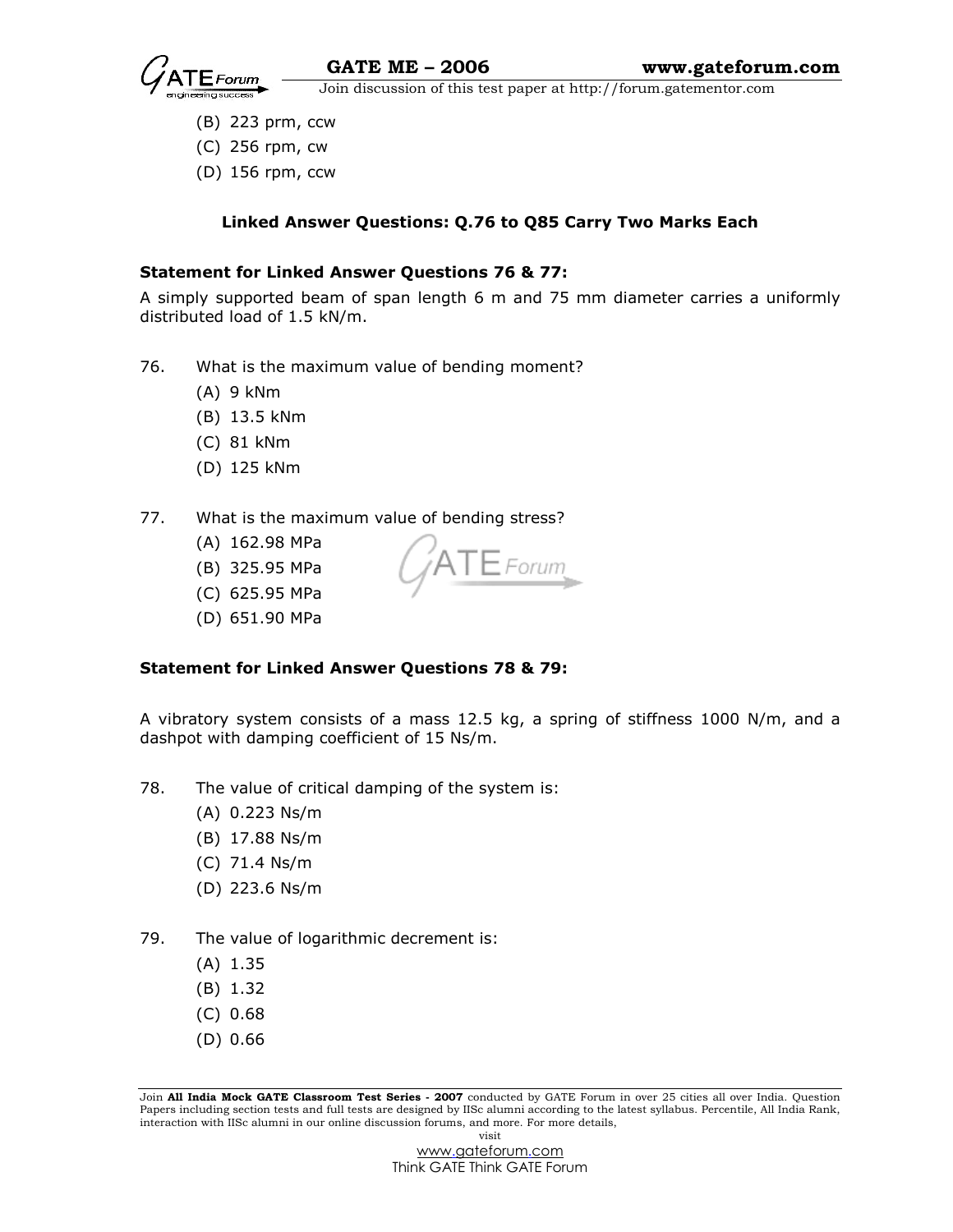(B) 223 prm, ccw

(C) 256 rpm, cw

(D) 156 rpm, ccw

**Linked Answer Questions: Q.76 to Q85 Carry Two Marks Each**

**Statement for Linked Answer Questions 76 & 77:**

A simply supported beam of span length 6 m and 75 mm diameter carries a uniformly distributed load of 1.5 kN/m.

76. What is the maximum value of bending moment?
    (A) 9 kNm
    (B) 13.5 kNm
    (C) 81 kNm
    (D) 125 kNm

77. What is the maximum value of bending stress?
    (A) 162.98 MPa
    (B) 325.95 MPa
    (C) 625.95 MPa
    (D) 651.90 MPa

**Statement for Linked Answer Questions 78 & 79:**

A vibratory system consists of a mass 12.5 kg, a spring of stiffness 1000 N/m, and a dashpot with damping coefficient of 15 Ns/m.

78. The value of critical damping of the system is:
    (A) 0.223 Ns/m
    (B) 17.88 Ns/m
    (C) 71.4 Ns/m
    (D) 223.6 Ns/m

79. The value of logarithmic decrement is:
    (A) 1.35
    (B) 1.32
    (C) 0.68
    (D) 0.66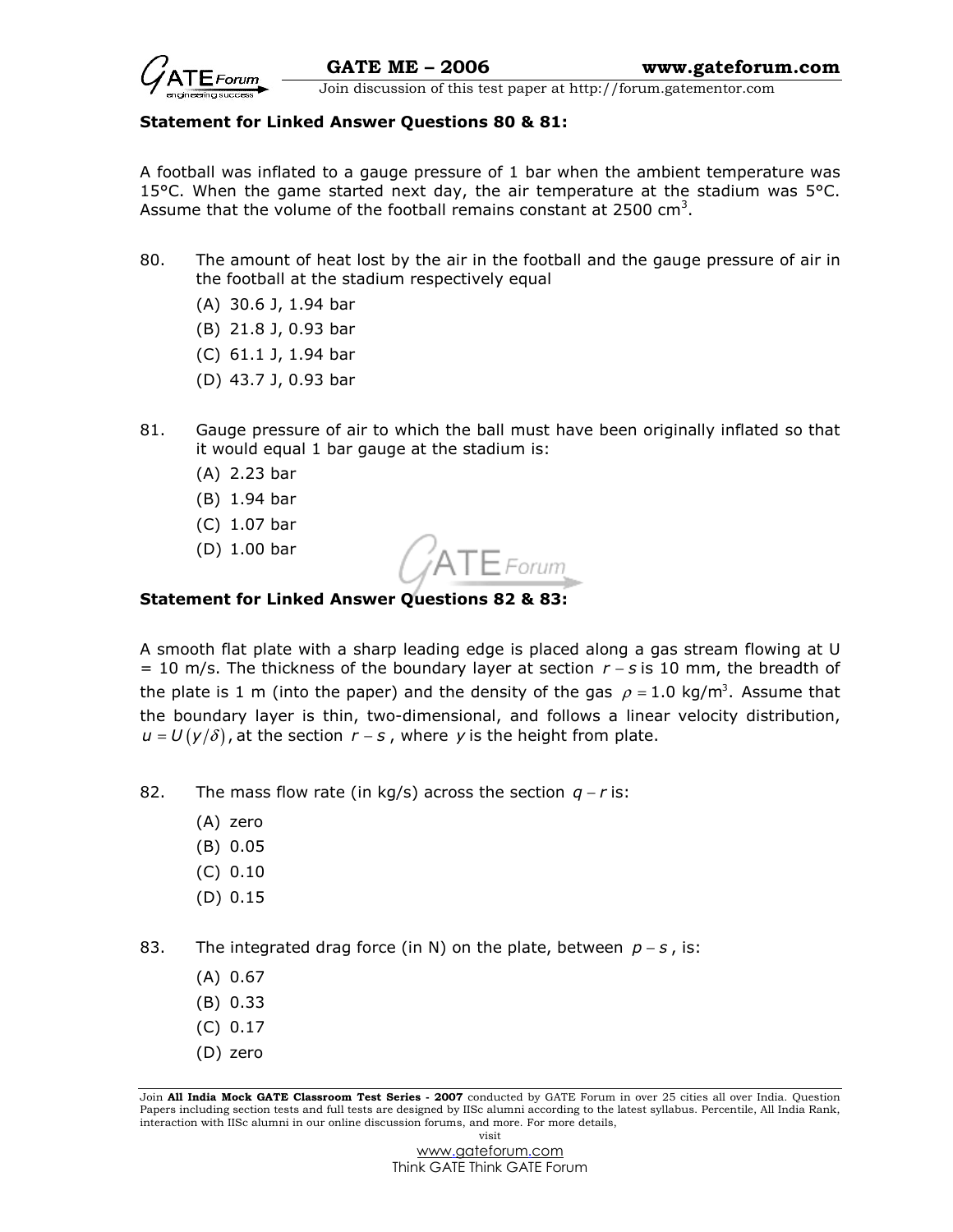**Statement for Linked Answer Questions 80 & 81:**

A football was inflated to a gauge pressure of 1 bar when the ambient temperature was 15°C. When the game started next day, the air temperature at the stadium was 5°C. Assume that the volume of the football remains constant at 2500 $cm^3$.

80. The amount of heat lost by the air in the football and the gauge pressure of air in the football at the stadium respectively equal
    - (A) 30.6 J, 1.94 bar
    - (B) 21.8 J, 0.93 bar
    - (C) 61.1 J, 1.94 bar
    - (D) 43.7 J, 0.93 bar

81. Gauge pressure of air to which the ball must have been originally inflated so that it would equal 1 bar gauge at the stadium is:
    - (A) 2.23 bar
    - (B) 1.94 bar
    - (C) 1.07 bar
    - (D) 1.00 bar

**Statement for Linked Answer Questions 82 & 83:**

A smooth flat plate with a sharp leading edge is placed along a gas stream flowing at U = 10 m/s. The thickness of the boundary layer at section $r-s$ is 10 mm, the breadth of the plate is 1 m (into the paper) and the density of the gas $\rho = 1.0$ kg/$m^3$. Assume that the boundary layer is thin, two-dimensional, and follows a linear velocity distribution, $u = U(y/\delta)$, at the section $r-s$, where $y$ is the height from plate.

82. The mass flow rate (in kg/s) across the section $q-r$ is:
    - (A) zero
    - (B) 0.05
    - (C) 0.10
    - (D) 0.15

83. The integrated drag force (in N) on the plate, between $p-s$, is:
    - (A) 0.67
    - (B) 0.33
    - (C) 0.17
    - (D) zero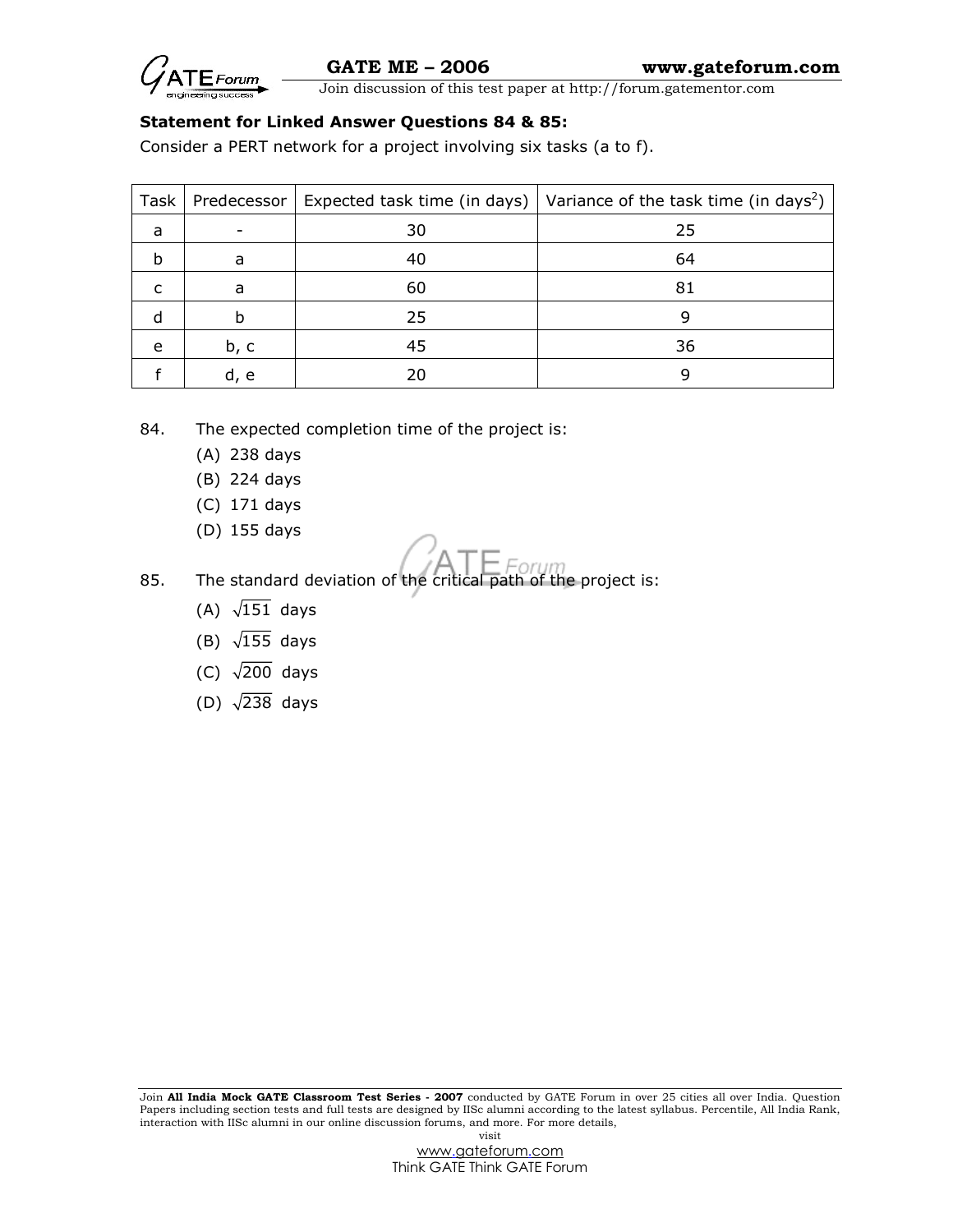**Statement for Linked Answer Questions 84 & 85:**

Consider a PERT network for a project involving six tasks (a to f).

| Task | Predecessor | Expected task time (in days) | Variance of the task time (in days$^2$) |
|---|---|---|---|
| a | - | 30 | 25 |
| b | a | 40 | 64 |
| c | a | 60 | 81 |
| d | b | 25 | 9 |
| e | b, c | 45 | 36 |
| f | d, e | 20 | 9 |

84. The expected completion time of the project is:
    - (A) 238 days
    - (B) 224 days
    - (C) 171 days
    - (D) 155 days

85. The standard deviation of the critical path of the project is:
    - (A) $\sqrt{151}$ days
    - (B) $\sqrt{155}$ days
    - (C) $\sqrt{200}$ days
    - (D) $\sqrt{238}$ days